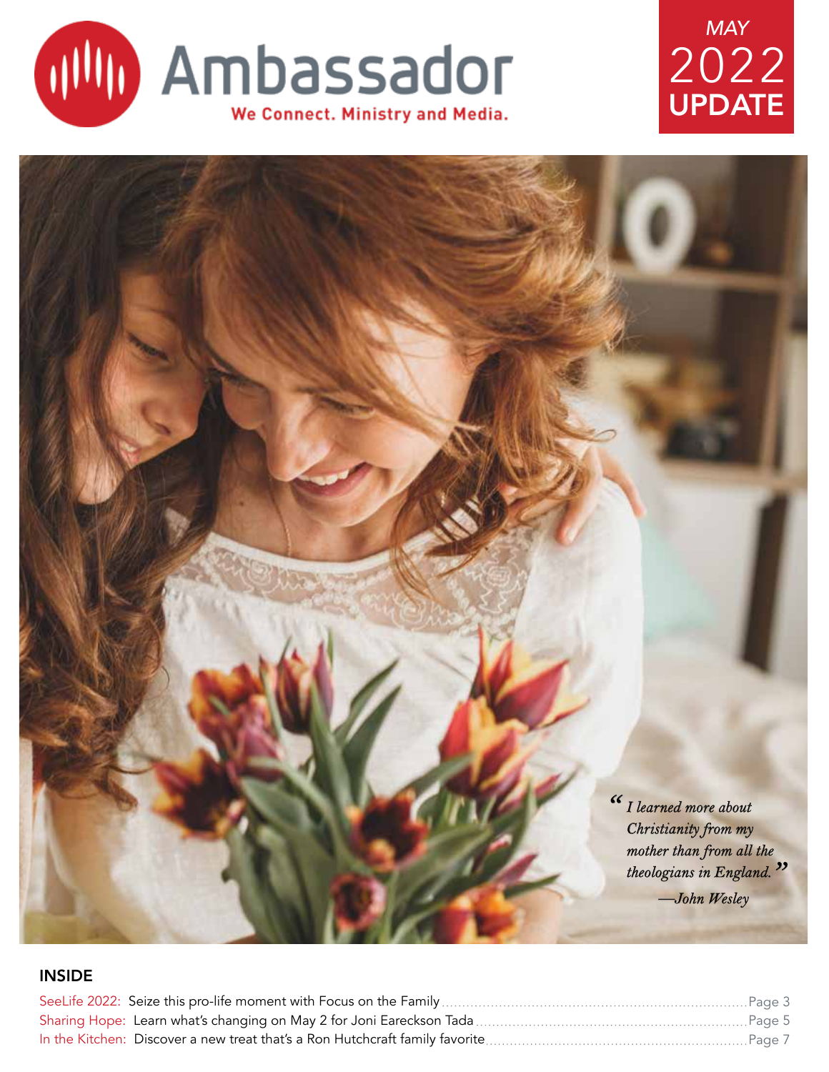# Ambassador

**We Connect. Ministry and Media.**

*MAY*
2022
**UPDATE**

> *"I learned more about Christianity from my mother than from all the theologians in England."*
> *—John Wesley*

## INSIDE

SeeLife 2022: Seize this pro-life moment with Focus on the Family ........ Page 3

Sharing Hope: Learn what's changing on May 2 for Joni Eareckson Tada ........ Page 5

In the Kitchen: Discover a new treat that's a Ron Hutchcraft family favorite ........ Page 7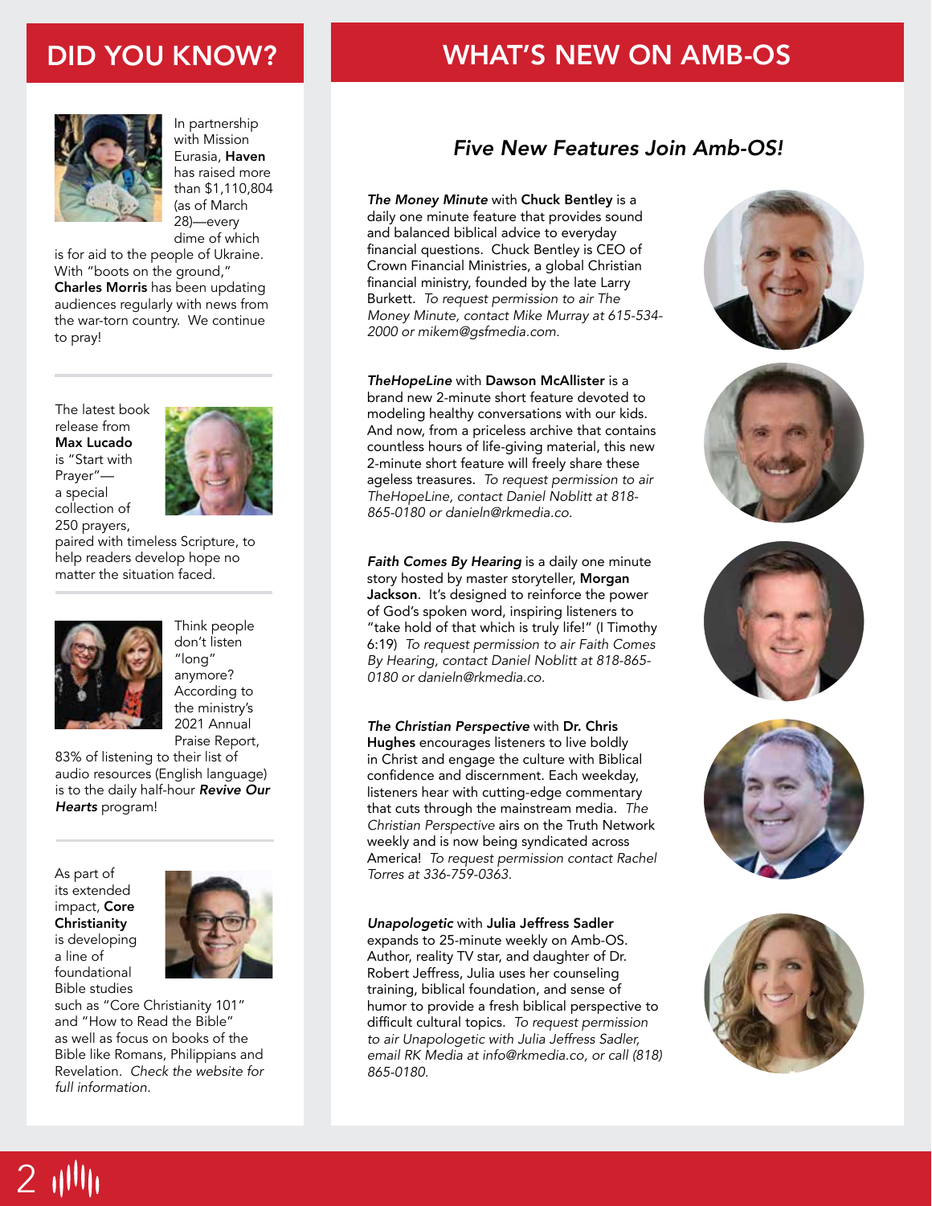## DID YOU KNOW?

In partnership with Mission Eurasia, **Haven** has raised more than $1,110,804 (as of March 28)—every dime of which is for aid to the people of Ukraine. With "boots on the ground," **Charles Morris** has been updating audiences regularly with news from the war-torn country. We continue to pray!

---

The latest book release from **Max Lucado** is "Start with Prayer"—a special collection of 250 prayers, paired with timeless Scripture, to help readers develop hope no matter the situation faced.

---

Think people don't listen "long" anymore? According to the ministry's 2021 Annual Praise Report, 83% of listening to their list of audio resources (English language) is to the daily half-hour ***Revive Our Hearts*** program!

---

As part of its extended impact, **Core Christianity** is developing a line of foundational Bible studies such as "Core Christianity 101" and "How to Read the Bible" as well as focus on books of the Bible like Romans, Philippians and Revelation. *Check the website for full information.*

## WHAT'S NEW ON AMB-OS

### *Five New Features Join Amb-OS!*

***The Money Minute*** with **Chuck Bentley** is a daily one minute feature that provides sound and balanced biblical advice to everyday financial questions. Chuck Bentley is CEO of Crown Financial Ministries, a global Christian financial ministry, founded by the late Larry Burkett. *To request permission to air The Money Minute, contact Mike Murray at 615-534-2000 or mikem@gsfmedia.com.*

***TheHopeLine*** with **Dawson McAllister** is a brand new 2-minute short feature devoted to modeling healthy conversations with our kids. And now, from a priceless archive that contains countless hours of life-giving material, this new 2-minute short feature will freely share these ageless treasures. *To request permission to air TheHopeLine, contact Daniel Noblitt at 818-865-0180 or danieln@rkmedia.co.*

***Faith Comes By Hearing*** is a daily one minute story hosted by master storyteller, **Morgan Jackson**. It's designed to reinforce the power of God's spoken word, inspiring listeners to "take hold of that which is truly life!" (I Timothy 6:19) *To request permission to air Faith Comes By Hearing, contact Daniel Noblitt at 818-865-0180 or danieln@rkmedia.co.*

***The Christian Perspective*** with **Dr. Chris Hughes** encourages listeners to live boldly in Christ and engage the culture with Biblical confidence and discernment. Each weekday, listeners hear with cutting-edge commentary that cuts through the mainstream media. *The Christian Perspective* airs on the Truth Network weekly and is now being syndicated across America! *To request permission contact Rachel Torres at 336-759-0363.*

***Unapologetic*** with **Julia Jeffress Sadler** expands to 25-minute weekly on Amb-OS. Author, reality TV star, and daughter of Dr. Robert Jeffress, Julia uses her counseling training, biblical foundation, and sense of humor to provide a fresh biblical perspective to difficult cultural topics. *To request permission to air Unapologetic with Julia Jeffress Sadler, email RK Media at info@rkmedia.co, or call (818) 865-0180.*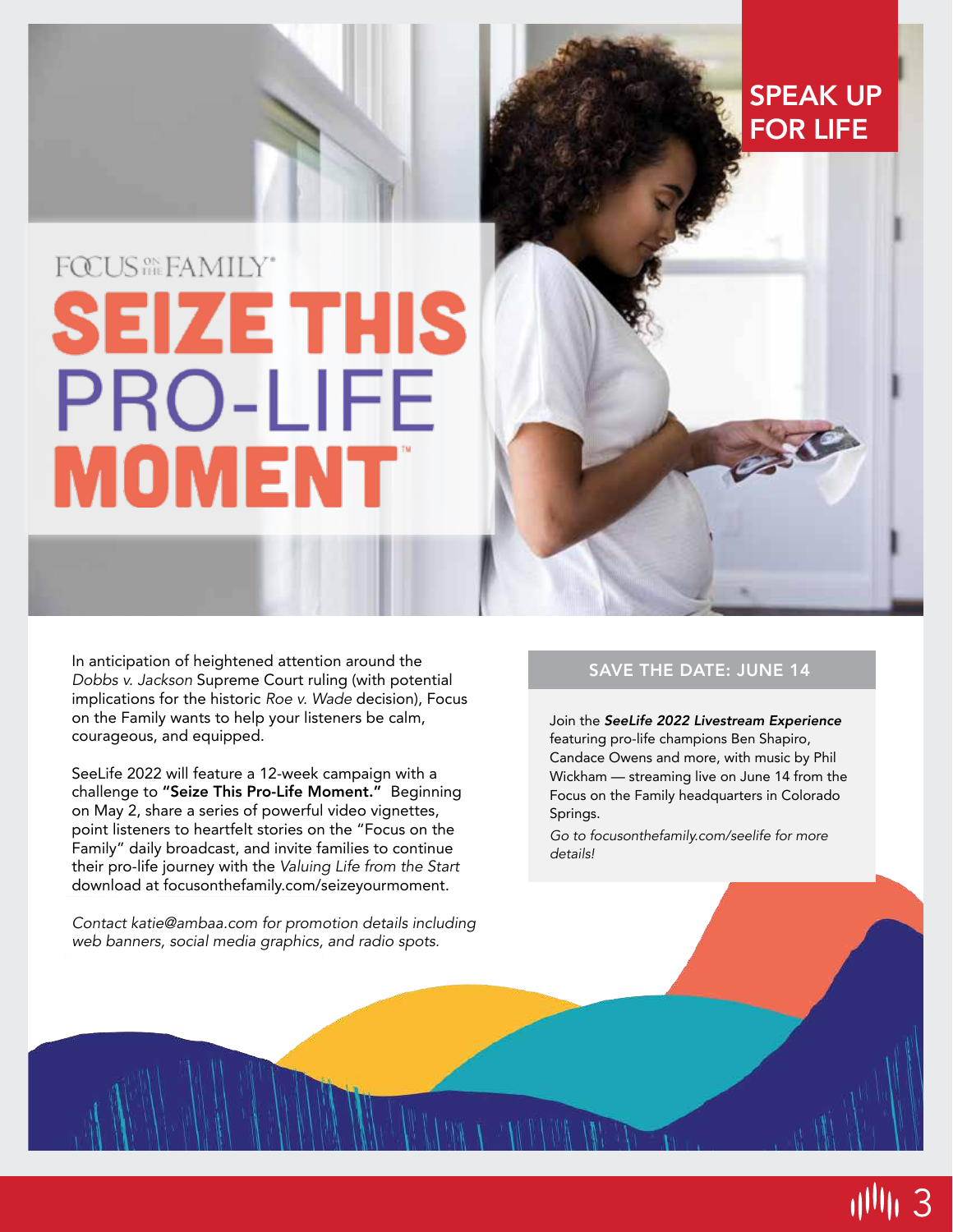## SPEAK UP FOR LIFE

FOCUS ON THE FAMILY®

# SEIZE THIS PRO-LIFE MOMENT™

In anticipation of heightened attention around the *Dobbs v. Jackson* Supreme Court ruling (with potential implications for the historic *Roe v. Wade* decision), Focus on the Family wants to help your listeners be calm, courageous, and equipped.

SeeLife 2022 will feature a 12-week campaign with a challenge to **"Seize This Pro-Life Moment."** Beginning on May 2, share a series of powerful video vignettes, point listeners to heartfelt stories on the "Focus on the Family" daily broadcast, and invite families to continue their pro-life journey with the *Valuing Life from the Start* download at focusonthefamily.com/seizeyourmoment.

*Contact katie@ambaa.com for promotion details including web banners, social media graphics, and radio spots.*

### SAVE THE DATE: JUNE 14

Join the ***SeeLife 2022 Livestream Experience*** featuring pro-life champions Ben Shapiro, Candace Owens and more, with music by Phil Wickham — streaming live on June 14 from the Focus on the Family headquarters in Colorado Springs.

*Go to focusonthefamily.com/seelife for more details!*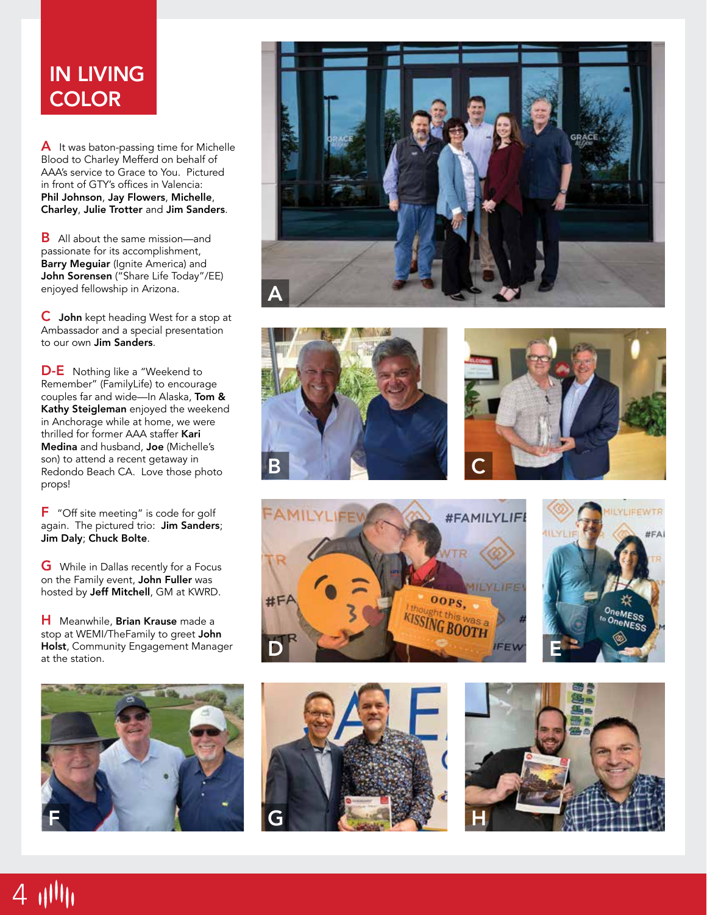# IN LIVING COLOR

**A** It was baton-passing time for Michelle Blood to Charley Mefferd on behalf of AAA's service to Grace to You. Pictured in front of GTY's offices in Valencia: **Phil Johnson**, **Jay Flowers**, **Michelle**, **Charley**, **Julie Trotter** and **Jim Sanders**.

**B** All about the same mission—and passionate for its accomplishment, **Barry Meguiar** (Ignite America) and **John Sorensen** ("Share Life Today"/EE) enjoyed fellowship in Arizona.

**C** **John** kept heading West for a stop at Ambassador and a special presentation to our own **Jim Sanders**.

**D-E** Nothing like a "Weekend to Remember" (FamilyLife) to encourage couples far and wide—In Alaska, **Tom & Kathy Steigleman** enjoyed the weekend in Anchorage while at home, we were thrilled for former AAA staffer **Kari Medina** and husband, **Joe** (Michelle's son) to attend a recent getaway in Redondo Beach CA. Love those photo props!

**F** "Off site meeting" is code for golf again. The pictured trio: **Jim Sanders**; **Jim Daly**; **Chuck Bolte**.

**G** While in Dallas recently for a Focus on the Family event, **John Fuller** was hosted by **Jeff Mitchell**, GM at KWRD.

**H** Meanwhile, **Brian Krause** made a stop at WEMI/TheFamily to greet **John Holst**, Community Engagement Manager at the station.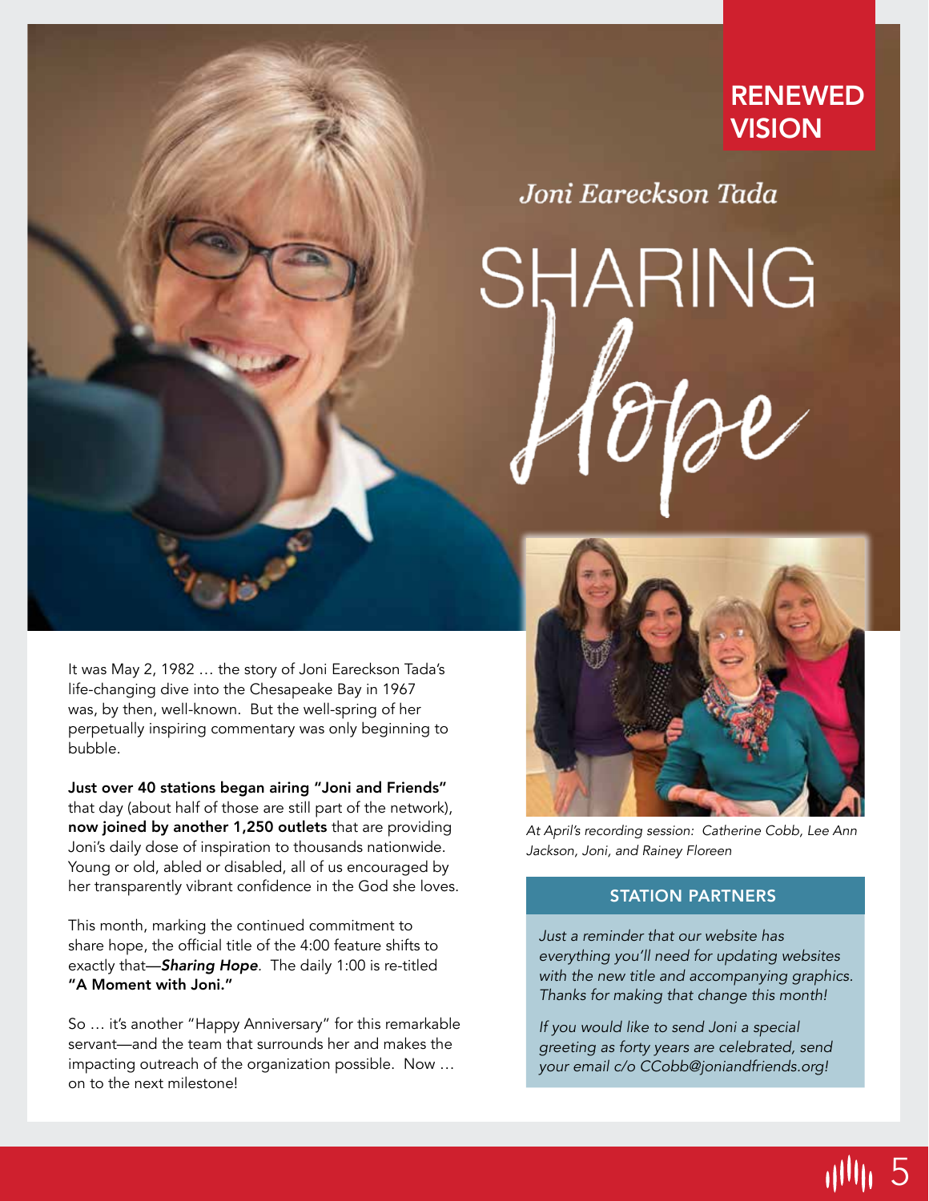RENEWED VISION

*Joni Eareckson Tada*

# SHARING *Hope*

It was May 2, 1982 … the story of Joni Eareckson Tada's life-changing dive into the Chesapeake Bay in 1967 was, by then, well-known. But the well-spring of her perpetually inspiring commentary was only beginning to bubble.

**Just over 40 stations began airing "Joni and Friends"** that day (about half of those are still part of the network), **now joined by another 1,250 outlets** that are providing Joni's daily dose of inspiration to thousands nationwide. Young or old, abled or disabled, all of us encouraged by her transparently vibrant confidence in the God she loves.

This month, marking the continued commitment to share hope, the official title of the 4:00 feature shifts to exactly that—***Sharing Hope***. The daily 1:00 is re-titled **"A Moment with Joni."**

So … it's another "Happy Anniversary" for this remarkable servant—and the team that surrounds her and makes the impacting outreach of the organization possible. Now … on to the next milestone!

*At April's recording session: Catherine Cobb, Lee Ann Jackson, Joni, and Rainey Floreen*

### STATION PARTNERS

*Just a reminder that our website has everything you'll need for updating websites with the new title and accompanying graphics. Thanks for making that change this month!*

*If you would like to send Joni a special greeting as forty years are celebrated, send your email c/o CCobb@joniandfriends.org!*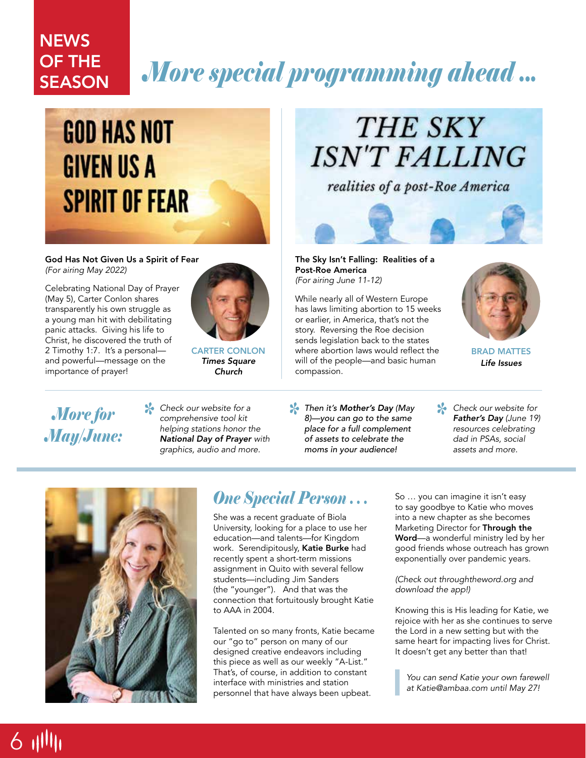NEWS OF THE SEASON

# More special programming ahead ...

GOD HAS NOT GIVEN US A SPIRIT OF FEAR

**God Has Not Given Us a Spirit of Fear**
*(For airing May 2022)*

Celebrating National Day of Prayer (May 5), Carter Conlon shares transparently his own struggle as a young man hit with debilitating panic attacks. Giving his life to Christ, he discovered the truth of 2 Timothy 1:7. It's a personal—and powerful—message on the importance of prayer!

CARTER CONLON
***Times Square Church***

THE SKY ISN'T FALLING
*realities of a post-Roe America*

**The Sky Isn't Falling: Realities of a Post-Roe America**
*(For airing June 11-12)*

While nearly all of Western Europe has laws limiting abortion to 15 weeks or earlier, in America, that's not the story. Reversing the Roe decision sends legislation back to the states where abortion laws would reflect the will of the people—and basic human compassion.

BRAD MATTES
***Life Issues***

## *More for May/June:*

- *Check our website for a comprehensive tool kit helping stations honor the* ***National Day of Prayer*** *with graphics, audio and more.*
- *Then it's* ***Mother's Day*** *(May 8)—you can go to the same place for a full complement of assets to celebrate the moms in your audience!*
- *Check our website for* ***Father's Day*** *(June 19) resources celebrating dad in PSAs, social assets and more.*

## *One Special Person . . .*

She was a recent graduate of Biola University, looking for a place to use her education—and talents—for Kingdom work. Serendipitously, **Katie Burke** had recently spent a short-term missions assignment in Quito with several fellow students—including Jim Sanders (the "younger"). And that was the connection that fortuitously brought Katie to AAA in 2004.

Talented on so many fronts, Katie became our "go to" person on many of our designed creative endeavors including this piece as well as our weekly "A-List." That's, of course, in addition to constant interface with ministries and station personnel that have always been upbeat.

So … you can imagine it isn't easy to say goodbye to Katie who moves into a new chapter as she becomes Marketing Director for **Through the Word**—a wonderful ministry led by her good friends whose outreach has grown exponentially over pandemic years.

*(Check out throughtheword.org and download the app!)*

Knowing this is His leading for Katie, we rejoice with her as she continues to serve the Lord in a new setting but with the same heart for impacting lives for Christ. It doesn't get any better than that!

> *You can send Katie your own farewell at Katie@ambaa.com until May 27!*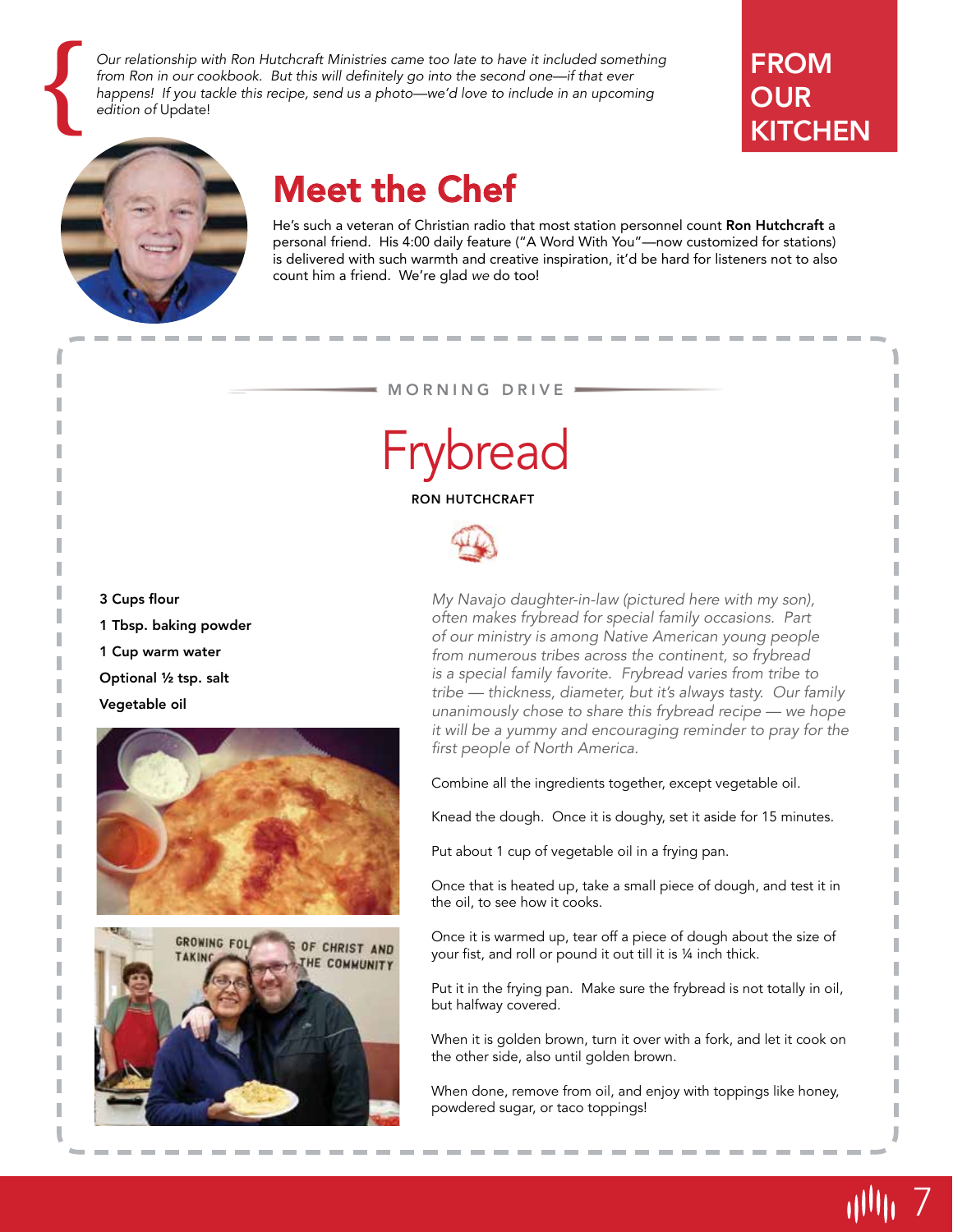*Our relationship with Ron Hutchcraft Ministries came too late to have it included something from Ron in our cookbook. But this will definitely go into the second one—if that ever happens! If you tackle this recipe, send us a photo—we'd love to include in an upcoming edition of* Update!

**FROM OUR KITCHEN**

## Meet the Chef

He's such a veteran of Christian radio that most station personnel count **Ron Hutchcraft** a personal friend. His 4:00 daily feature ("A Word With You"—now customized for stations) is delivered with such warmth and creative inspiration, it'd be hard for listeners not to also count him a friend. We're glad *we* do too!

MORNING DRIVE

# Frybread

**RON HUTCHCRAFT**

**3 Cups flour**

**1 Tbsp. baking powder**

**1 Cup warm water**

**Optional ½ tsp. salt**

**Vegetable oil**

*My Navajo daughter-in-law (pictured here with my son), often makes frybread for special family occasions. Part of our ministry is among Native American young people from numerous tribes across the continent, so frybread is a special family favorite. Frybread varies from tribe to tribe — thickness, diameter, but it's always tasty. Our family unanimously chose to share this frybread recipe — we hope it will be a yummy and encouraging reminder to pray for the first people of North America.*

Combine all the ingredients together, except vegetable oil.

Knead the dough. Once it is doughy, set it aside for 15 minutes.

Put about 1 cup of vegetable oil in a frying pan.

Once that is heated up, take a small piece of dough, and test it in the oil, to see how it cooks.

Once it is warmed up, tear off a piece of dough about the size of your fist, and roll or pound it out till it is ¼ inch thick.

Put it in the frying pan. Make sure the frybread is not totally in oil, but halfway covered.

When it is golden brown, turn it over with a fork, and let it cook on the other side, also until golden brown.

When done, remove from oil, and enjoy with toppings like honey, powdered sugar, or taco toppings!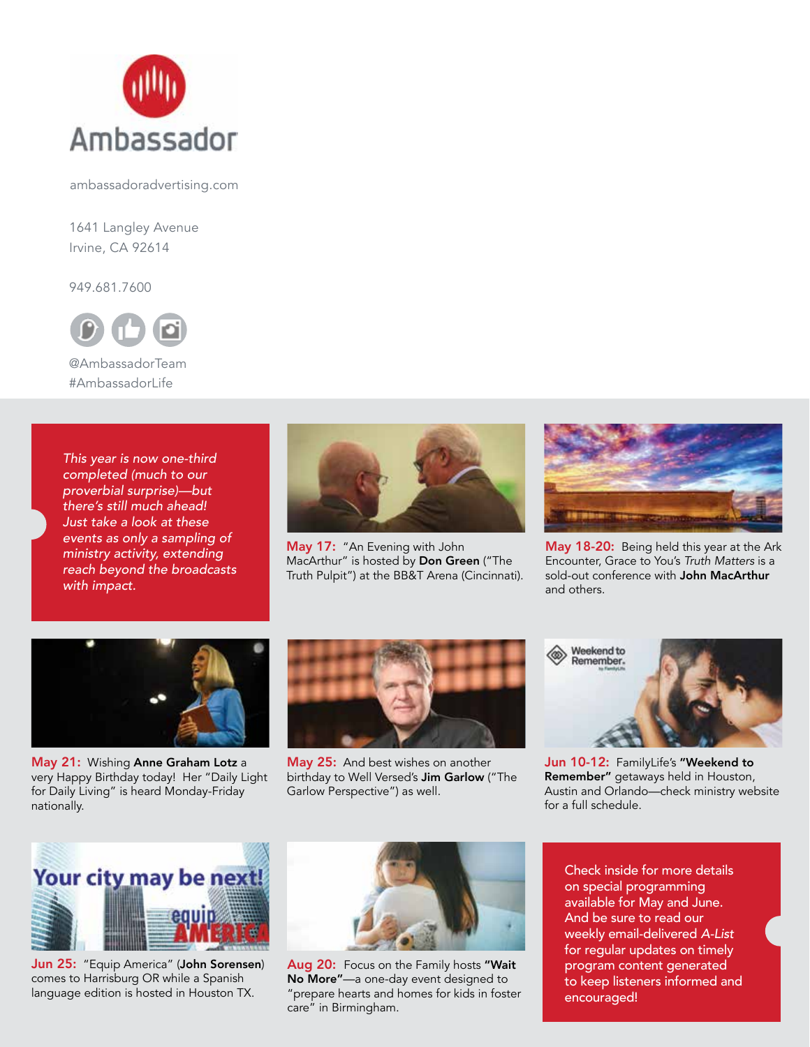# Ambassador

ambassadoradvertising.com

1641 Langley Avenue
Irvine, CA 92614

949.681.7600

@AmbassadorTeam
#AmbassadorLife

*This year is now one-third completed (much to our proverbial surprise)—but there's still much ahead! Just take a look at these events as only a sampling of ministry activity, extending reach beyond the broadcasts with impact.*

**May 17:** "An Evening with John MacArthur" is hosted by **Don Green** ("The Truth Pulpit") at the BB&T Arena (Cincinnati).

**May 18-20:** Being held this year at the Ark Encounter, Grace to You's *Truth Matters* is a sold-out conference with **John MacArthur** and others.

**May 21:** Wishing **Anne Graham Lotz** a very Happy Birthday today! Her "Daily Light for Daily Living" is heard Monday-Friday nationally.

**May 25:** And best wishes on another birthday to Well Versed's **Jim Garlow** ("The Garlow Perspective") as well.

**Jun 10-12:** FamilyLife's **"Weekend to Remember"** getaways held in Houston, Austin and Orlando—check ministry website for a full schedule.

**Jun 25:** "Equip America" (**John Sorensen**) comes to Harrisburg OR while a Spanish language edition is hosted in Houston TX.

**Aug 20:** Focus on the Family hosts **"Wait No More"**—a one-day event designed to "prepare hearts and homes for kids in foster care" in Birmingham.

Check inside for more details on special programming available for May and June. And be sure to read our weekly email-delivered *A-List* for regular updates on timely program content generated to keep listeners informed and encouraged!